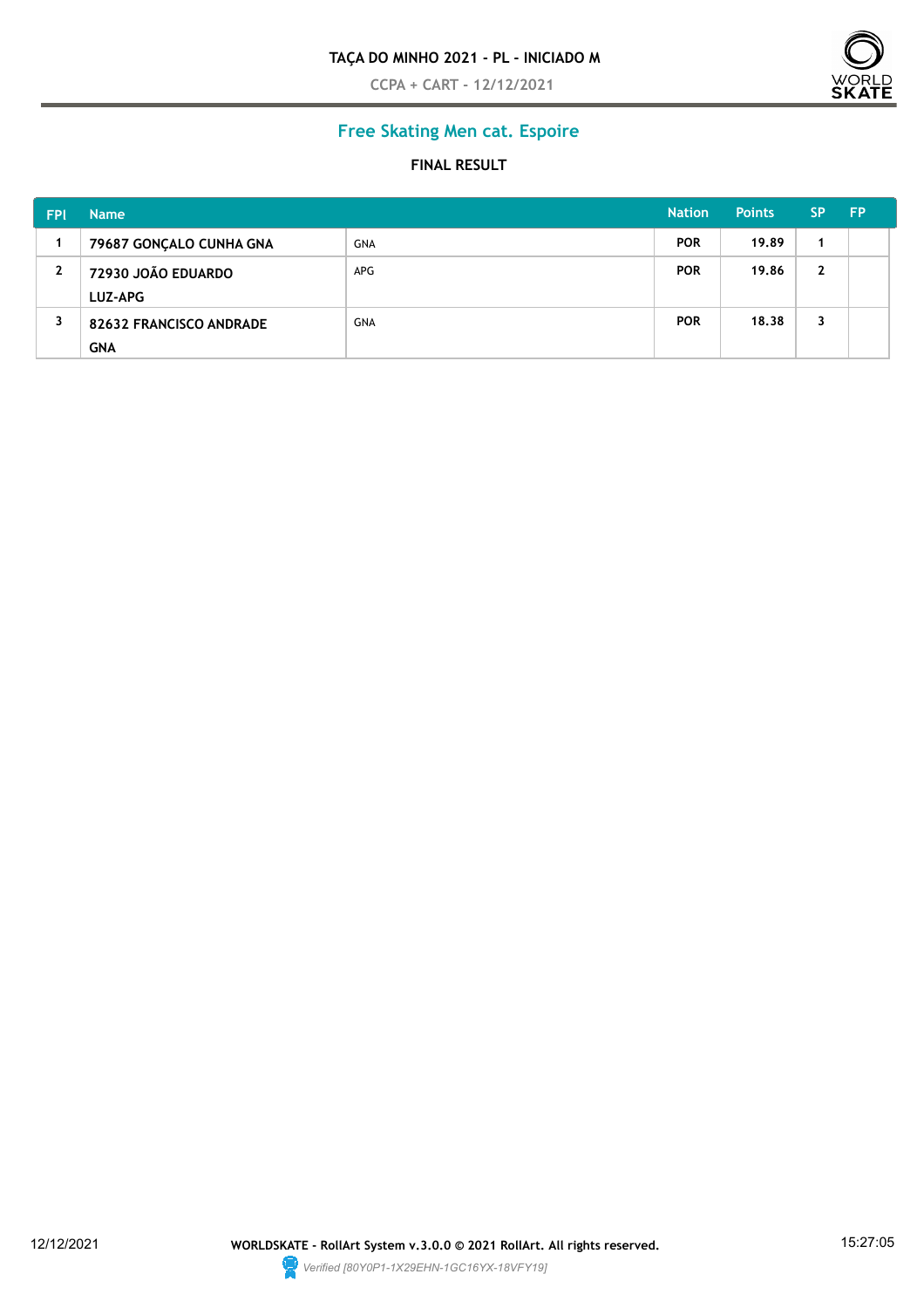**TAÇA DO MINHO 2021 - PL - INICIADO M**

CCPA + CART - 12/12/2021

## Free Skating Men cat. Espoire

**FINAL RESULT**

| FPl | Name | | Nation | Points | SP | FP |
|---|---|---|---|---|---|---|
| 1 | 79687 GONÇALO CUNHA GNA | GNA | POR | 19.89 | 1 | |
| 2 | 72930 JOÃO EDUARDO LUZ-APG | APG | POR | 19.86 | 2 | |
| 3 | 82632 FRANCISCO ANDRADE GNA | GNA | POR | 18.38 | 3 | |

12/12/2021 **WORLDSKATE - RollArt System v.3.0.0 © 2021 RollArt. All rights reserved.** 15:27:05

*Verified [80Y0P1-1X29EHN-1GC16YX-18VFY19]*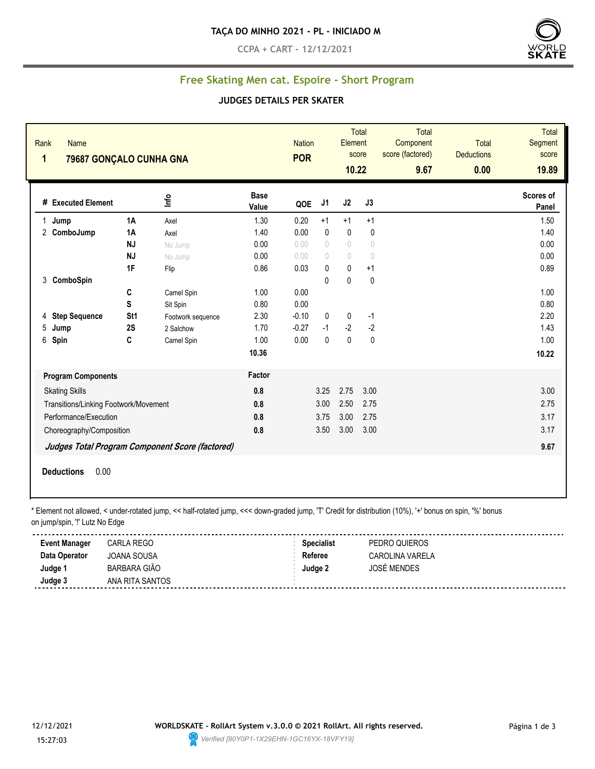# TAÇA DO MINHO 2021 - PL - INICIADO M

**CCPA + CART - 12/12/2021**

## Free Skating Men cat. Espoire - Short Program

### JUDGES DETAILS PER SKATER

| Rank | Name | Nation | Total Element score | Total Component score (factored) | Total Deductions | Total Segment score |
|---|---|---|---|---|---|---|
| 1 | 79687 GONÇALO CUNHA GNA | POR | 10.22 | 9.67 | 0.00 | 19.89 |

| # | Executed Element | | Info | Base Value | QOE | J1 | J2 | J3 | Scores of Panel |
|---|---|---|---|---|---|---|---|---|---|
| 1 | Jump | 1A | Axel | 1.30 | 0.20 | +1 | +1 | +1 | 1.50 |
| 2 | ComboJump | 1A | Axel | 1.40 | 0.00 | 0 | 0 | 0 | 1.40 |
| | | NJ | No Jump | 0.00 | 0.00 | 0 | 0 | 0 | 0.00 |
| | | NJ | No Jump | 0.00 | 0.00 | 0 | 0 | 0 | 0.00 |
| | | 1F | Flip | 0.86 | 0.03 | 0 | 0 | +1 | 0.89 |
| 3 | ComboSpin | | | | | 0 | 0 | 0 | |
| | | C | Camel Spin | 1.00 | 0.00 | | | | 1.00 |
| | | S | Sit Spin | 0.80 | 0.00 | | | | 0.80 |
| 4 | Step Sequence | St1 | Footwork sequence | 2.30 | -0.10 | 0 | 0 | -1 | 2.20 |
| 5 | Jump | 2S | 2 Salchow | 1.70 | -0.27 | -1 | -2 | -2 | 1.43 |
| 6 | Spin | C | Camel Spin | 1.00 | 0.00 | 0 | 0 | 0 | 1.00 |
| | | | | 10.36 | | | | | 10.22 |

| Program Components | Factor | J1 | J2 | J3 | |
|---|---|---|---|---|---|
| Skating Skills | 0.8 | 3.25 | 2.75 | 3.00 | 3.00 |
| Transitions/Linking Footwork/Movement | 0.8 | 3.00 | 2.50 | 2.75 | 2.75 |
| Performance/Execution | 0.8 | 3.75 | 3.00 | 2.75 | 3.17 |
| Choreography/Composition | 0.8 | 3.50 | 3.00 | 3.00 | 3.17 |
| *Judges Total Program Component Score (factored)* | | | | | 9.67 |

**Deductions** 0.00

* Element not allowed, < under-rotated jump, << half-rotated jump, <<< down-graded jump, 'T' Credit for distribution (10%), '+' bonus on spin, '%' bonus on jump/spin, '!' Lutz No Edge

| | | | |
|---|---|---|---|
| **Event Manager** | CARLA REGO | **Specialist** | PEDRO QUIEROS |
| **Data Operator** | JOANA SOUSA | **Referee** | CAROLINA VARELA |
| **Judge 1** | BARBARA GIÃO | **Judge 2** | JOSÉ MENDES |
| **Judge 3** | ANA RITA SANTOS | | |

12/12/2021 15:27:03

**WORLDSKATE - RollArt System v.3.0.0 © 2021 RollArt. All rights reserved.**

*Verified [80Y0P1-1X29EHN-1GC16YX-18VFY19]*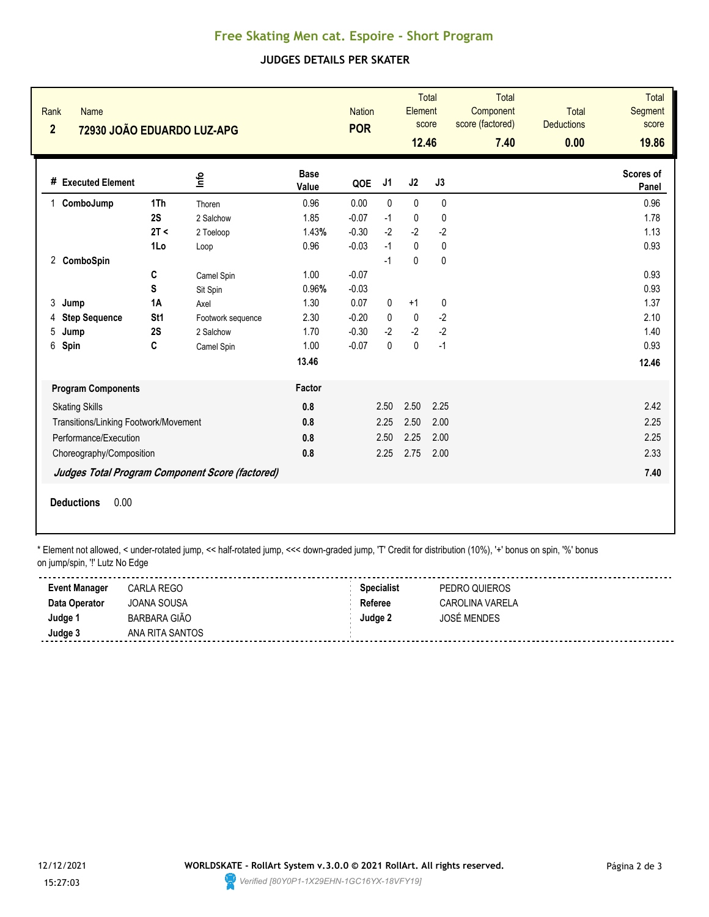# Free Skating Men cat. Espoire - Short Program

## JUDGES DETAILS PER SKATER

| Rank | Name | Nation | Total Element score | Total Component score (factored) | Total Deductions | Total Segment score |
|---|---|---|---|---|---|---|
| 2 | 72930 JOÃO EDUARDO LUZ-APG | POR | 12.46 | 7.40 | 0.00 | 19.86 |

| # | Executed Element | | Info | Base Value | QOE | J1 | J2 | J3 | Scores of Panel |
|---|---|---|---|---|---|---|---|---|---|
| 1 | ComboJump | 1Th | Thoren | 0.96 | 0.00 | 0 | 0 | 0 | 0.96 |
| | | 2S | 2 Salchow | 1.85 | -0.07 | -1 | 0 | 0 | 1.78 |
| | | 2T < | 2 Toeloop | 1.43% | -0.30 | -2 | -2 | -2 | 1.13 |
| | | 1Lo | Loop | 0.96 | -0.03 | -1 | 0 | 0 | 0.93 |
| 2 | ComboSpin | | | | | -1 | 0 | 0 | |
| | | C | Camel Spin | 1.00 | -0.07 | | | | 0.93 |
| | | S | Sit Spin | 0.96% | -0.03 | | | | 0.93 |
| 3 | Jump | 1A | Axel | 1.30 | 0.07 | 0 | +1 | 0 | 1.37 |
| 4 | Step Sequence | St1 | Footwork sequence | 2.30 | -0.20 | 0 | 0 | -2 | 2.10 |
| 5 | Jump | 2S | 2 Salchow | 1.70 | -0.30 | -2 | -2 | -2 | 1.40 |
| 6 | Spin | C | Camel Spin | 1.00 | -0.07 | 0 | 0 | -1 | 0.93 |
| | | | | 13.46 | | | | | 12.46 |

| Program Components | Factor | J1 | J2 | J3 | |
|---|---|---|---|---|---|
| Skating Skills | 0.8 | 2.50 | 2.50 | 2.25 | 2.42 |
| Transitions/Linking Footwork/Movement | 0.8 | 2.25 | 2.50 | 2.00 | 2.25 |
| Performance/Execution | 0.8 | 2.50 | 2.25 | 2.00 | 2.25 |
| Choreography/Composition | 0.8 | 2.25 | 2.75 | 2.00 | 2.33 |
| *Judges Total Program Component Score (factored)* | | | | | 7.40 |

**Deductions** 0.00

\* Element not allowed, < under-rotated jump, << half-rotated jump, <<< down-graded jump, 'T' Credit for distribution (10%), '+' bonus on spin, '%' bonus on jump/spin, '!' Lutz No Edge

| | | | |
|---|---|---|---|
| **Event Manager** | CARLA REGO | **Specialist** | PEDRO QUIEROS |
| **Data Operator** | JOANA SOUSA | **Referee** | CAROLINA VARELA |
| **Judge 1** | BARBARA GIÃO | **Judge 2** | JOSÉ MENDES |
| **Judge 3** | ANA RITA SANTOS | | |

12/12/2021 15:27:03

WORLDSKATE - RollArt System v.3.0.0 © 2021 RollArt. All rights reserved.

Verified [80Y0P1-1X29EHN-1GC16YX-18VFY19]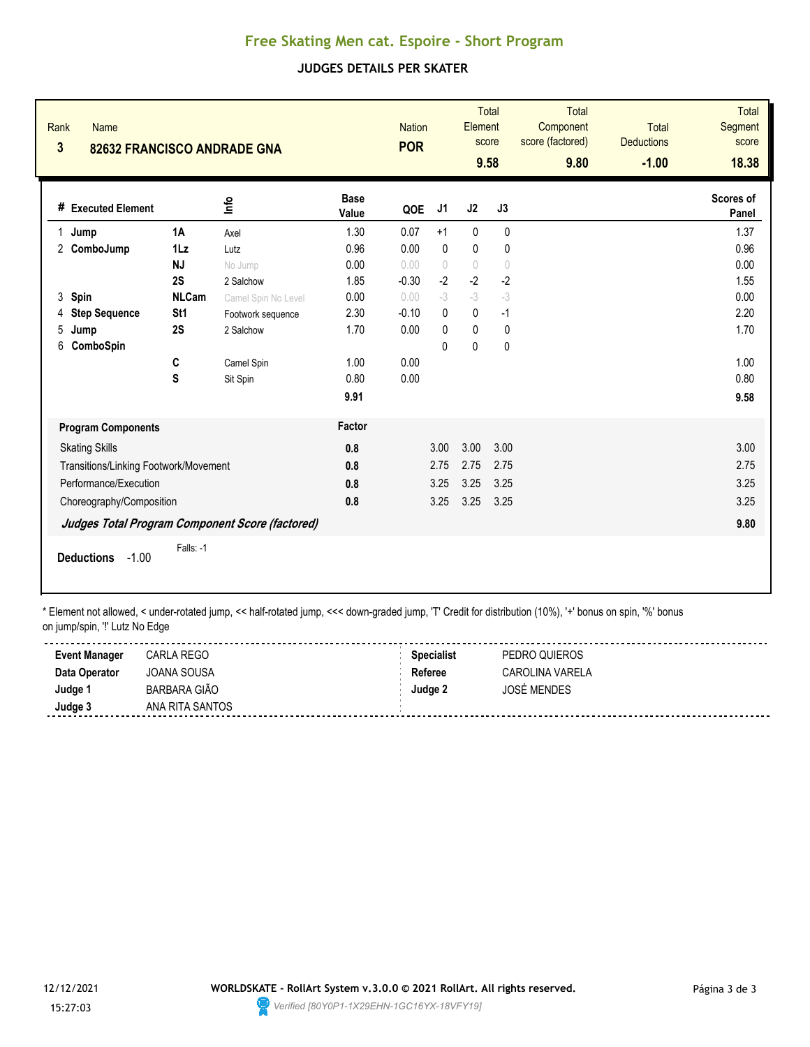# Free Skating Men cat. Espoire - Short Program

## JUDGES DETAILS PER SKATER

| Rank | Name | Nation | Total Element score | Total Component score (factored) | Total Deductions | Total Segment score |
|---|---|---|---|---|---|---|
| 3 | 82632 FRANCISCO ANDRADE GNA | POR | 9.58 | 9.80 | -1.00 | 18.38 |

| # | Executed Element | | Info | Base Value | QOE | J1 | J2 | J3 | Scores of Panel |
|---|---|---|---|---|---|---|---|---|---|
| 1 | Jump | 1A | Axel | 1.30 | 0.07 | +1 | 0 | 0 | 1.37 |
| 2 | ComboJump | 1Lz | Lutz | 0.96 | 0.00 | 0 | 0 | 0 | 0.96 |
| | | NJ | No Jump | 0.00 | 0.00 | 0 | 0 | 0 | 0.00 |
| | | 2S | 2 Salchow | 1.85 | -0.30 | -2 | -2 | -2 | 1.55 |
| 3 | Spin | NLCam | Camel Spin No Level | 0.00 | 0.00 | -3 | -3 | -3 | 0.00 |
| 4 | Step Sequence | St1 | Footwork sequence | 2.30 | -0.10 | 0 | 0 | -1 | 2.20 |
| 5 | Jump | 2S | 2 Salchow | 1.70 | 0.00 | 0 | 0 | 0 | 1.70 |
| 6 | ComboSpin | | | | | 0 | 0 | 0 | |
| | | C | Camel Spin | 1.00 | 0.00 | | | | 1.00 |
| | | S | Sit Spin | 0.80 | 0.00 | | | | 0.80 |
| | | | | 9.91 | | | | | 9.58 |

| Program Components | Factor | J1 | J2 | J3 | |
|---|---|---|---|---|---|
| Skating Skills | 0.8 | 3.00 | 3.00 | 3.00 | 3.00 |
| Transitions/Linking Footwork/Movement | 0.8 | 2.75 | 2.75 | 2.75 | 2.75 |
| Performance/Execution | 0.8 | 3.25 | 3.25 | 3.25 | 3.25 |
| Choreography/Composition | 0.8 | 3.25 | 3.25 | 3.25 | 3.25 |
| ***Judges Total Program Component Score (factored)*** | | | | | 9.80 |

**Deductions** -1.00 Falls: -1

\* Element not allowed, < under-rotated jump, << half-rotated jump, <<< down-graded jump, 'T' Credit for distribution (10%), '+' bonus on spin, '%' bonus on jump/spin, '!' Lutz No Edge

| | | | |
|---|---|---|---|
| **Event Manager** | CARLA REGO | **Specialist** | PEDRO QUIEROS |
| **Data Operator** | JOANA SOUSA | **Referee** | CAROLINA VARELA |
| **Judge 1** | BARBARA GIÃO | **Judge 2** | JOSÉ MENDES |
| **Judge 3** | ANA RITA SANTOS | | |

12/12/2021 15:27:03

**WORLDSKATE - RollArt System v.3.0.0 © 2021 RollArt. All rights reserved.**

Verified [80Y0P1-1X29EHN-1GC16YX-18VFY19]